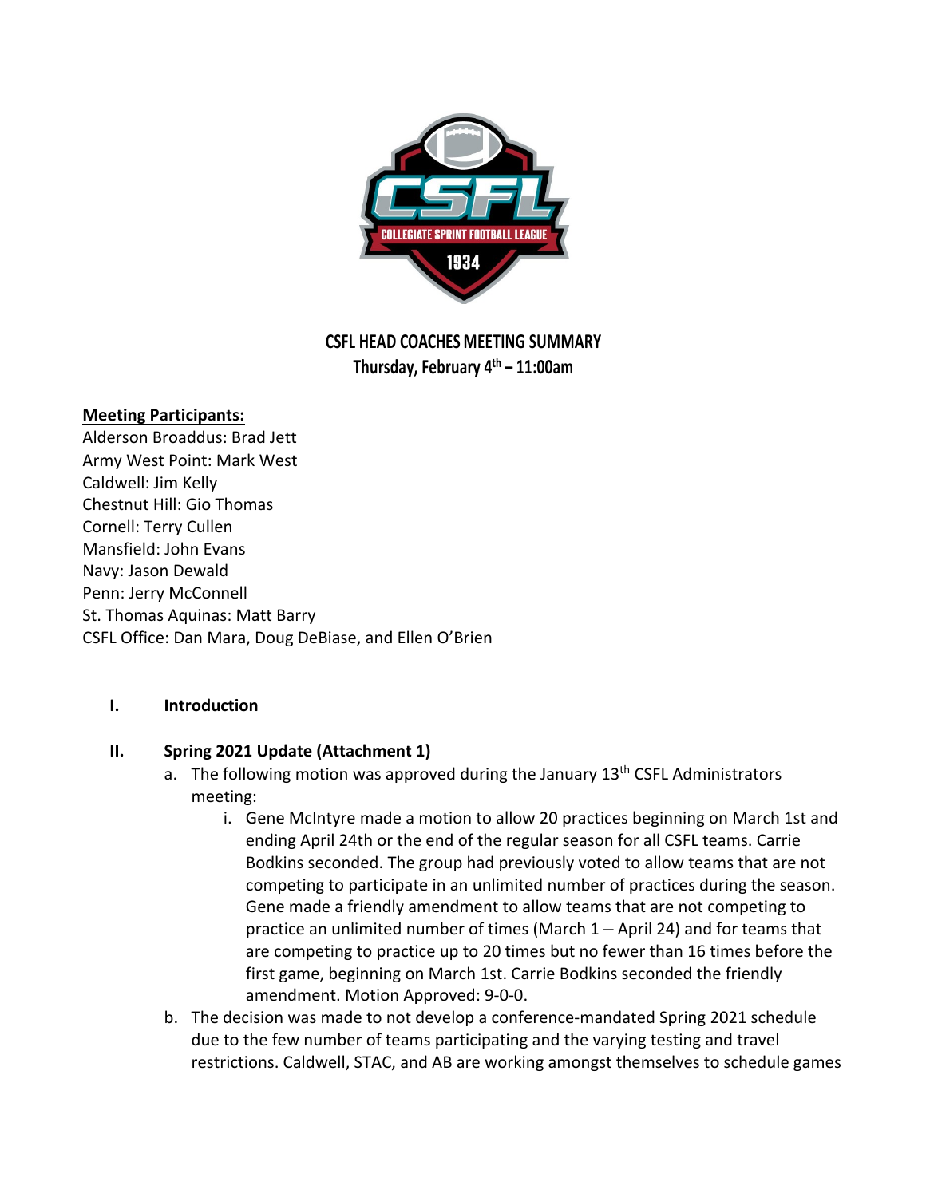# CSFL HEAD COACHES MEETING SUMMARY

**Thursday, February 4th – 11:00am**

**Meeting Participants:**

Alderson Broaddus: Brad Jett
Army West Point: Mark West
Caldwell: Jim Kelly
Chestnut Hill: Gio Thomas
Cornell: Terry Cullen
Mansfield: John Evans
Navy: Jason Dewald
Penn: Jerry McConnell
St. Thomas Aquinas: Matt Barry
CSFL Office: Dan Mara, Doug DeBiase, and Ellen O'Brien

## I. Introduction

## II. Spring 2021 Update (Attachment 1)

a. The following motion was approved during the January 13th CSFL Administrators meeting:

   i. Gene McIntyre made a motion to allow 20 practices beginning on March 1st and ending April 24th or the end of the regular season for all CSFL teams. Carrie Bodkins seconded. The group had previously voted to allow teams that are not competing to participate in an unlimited number of practices during the season. Gene made a friendly amendment to allow teams that are not competing to practice an unlimited number of times (March 1 – April 24) and for teams that are competing to practice up to 20 times but no fewer than 16 times before the first game, beginning on March 1st. Carrie Bodkins seconded the friendly amendment. Motion Approved: 9-0-0.

b. The decision was made to not develop a conference-mandated Spring 2021 schedule due to the few number of teams participating and the varying testing and travel restrictions. Caldwell, STAC, and AB are working amongst themselves to schedule games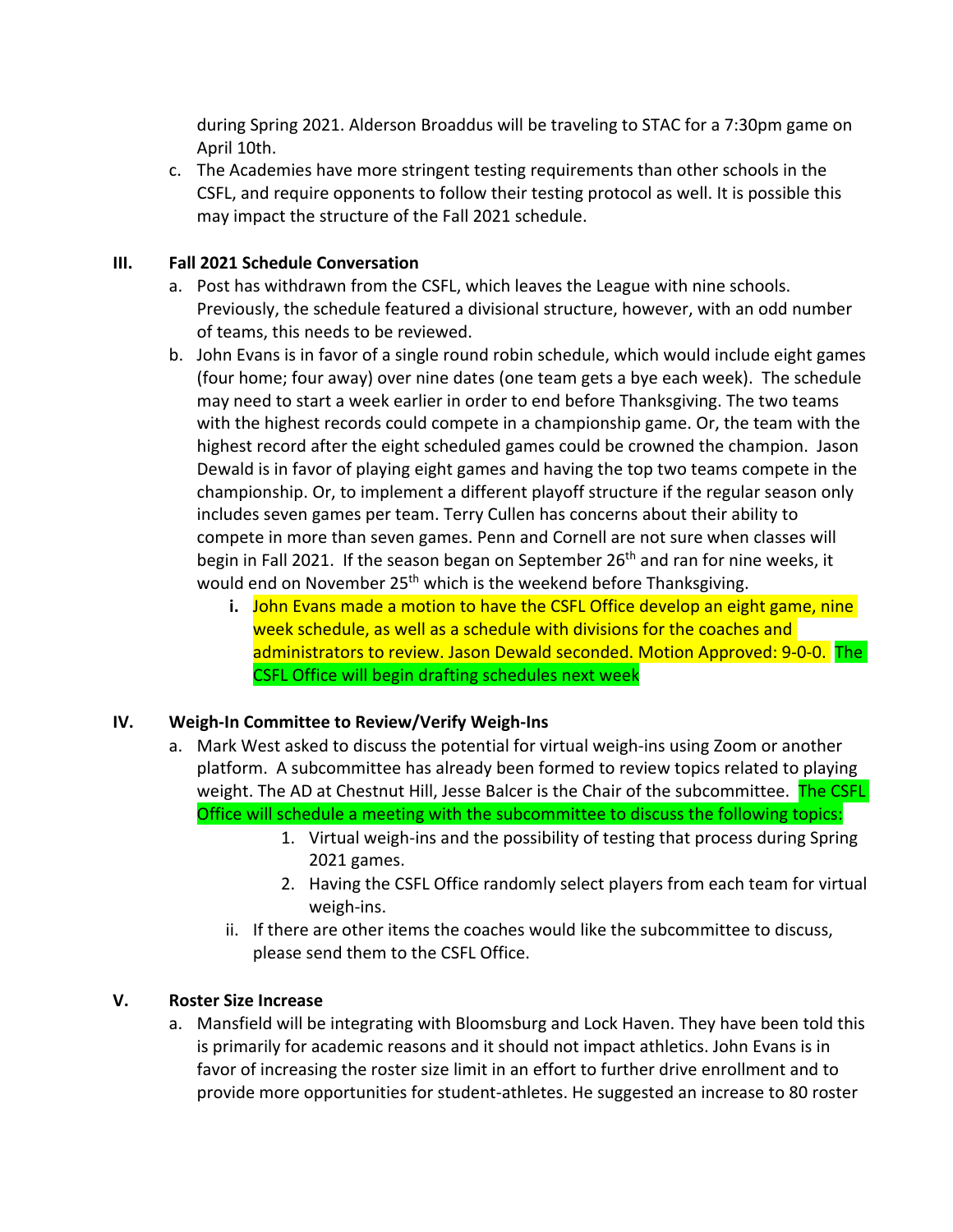during Spring 2021. Alderson Broaddus will be traveling to STAC for a 7:30pm game on April 10th.

c. The Academies have more stringent testing requirements than other schools in the CSFL, and require opponents to follow their testing protocol as well. It is possible this may impact the structure of the Fall 2021 schedule.

## III. Fall 2021 Schedule Conversation

a. Post has withdrawn from the CSFL, which leaves the League with nine schools. Previously, the schedule featured a divisional structure, however, with an odd number of teams, this needs to be reviewed.

b. John Evans is in favor of a single round robin schedule, which would include eight games (four home; four away) over nine dates (one team gets a bye each week). The schedule may need to start a week earlier in order to end before Thanksgiving. The two teams with the highest records could compete in a championship game. Or, the team with the highest record after the eight scheduled games could be crowned the champion. Jason Dewald is in favor of playing eight games and having the top two teams compete in the championship. Or, to implement a different playoff structure if the regular season only includes seven games per team. Terry Cullen has concerns about their ability to compete in more than seven games. Penn and Cornell are not sure when classes will begin in Fall 2021. If the season began on September 26th and ran for nine weeks, it would end on November 25th which is the weekend before Thanksgiving.

   i. John Evans made a motion to have the CSFL Office develop an eight game, nine week schedule, as well as a schedule with divisions for the coaches and administrators to review. Jason Dewald seconded. Motion Approved: 9-0-0. The CSFL Office will begin drafting schedules next week

## IV. Weigh-In Committee to Review/Verify Weigh-Ins

a. Mark West asked to discuss the potential for virtual weigh-ins using Zoom or another platform. A subcommittee has already been formed to review topics related to playing weight. The AD at Chestnut Hill, Jesse Balcer is the Chair of the subcommittee. The CSFL Office will schedule a meeting with the subcommittee to discuss the following topics:

   1. Virtual weigh-ins and the possibility of testing that process during Spring 2021 games.
   2. Having the CSFL Office randomly select players from each team for virtual weigh-ins.

   ii. If there are other items the coaches would like the subcommittee to discuss, please send them to the CSFL Office.

## V. Roster Size Increase

a. Mansfield will be integrating with Bloomsburg and Lock Haven. They have been told this is primarily for academic reasons and it should not impact athletics. John Evans is in favor of increasing the roster size limit in an effort to further drive enrollment and to provide more opportunities for student-athletes. He suggested an increase to 80 roster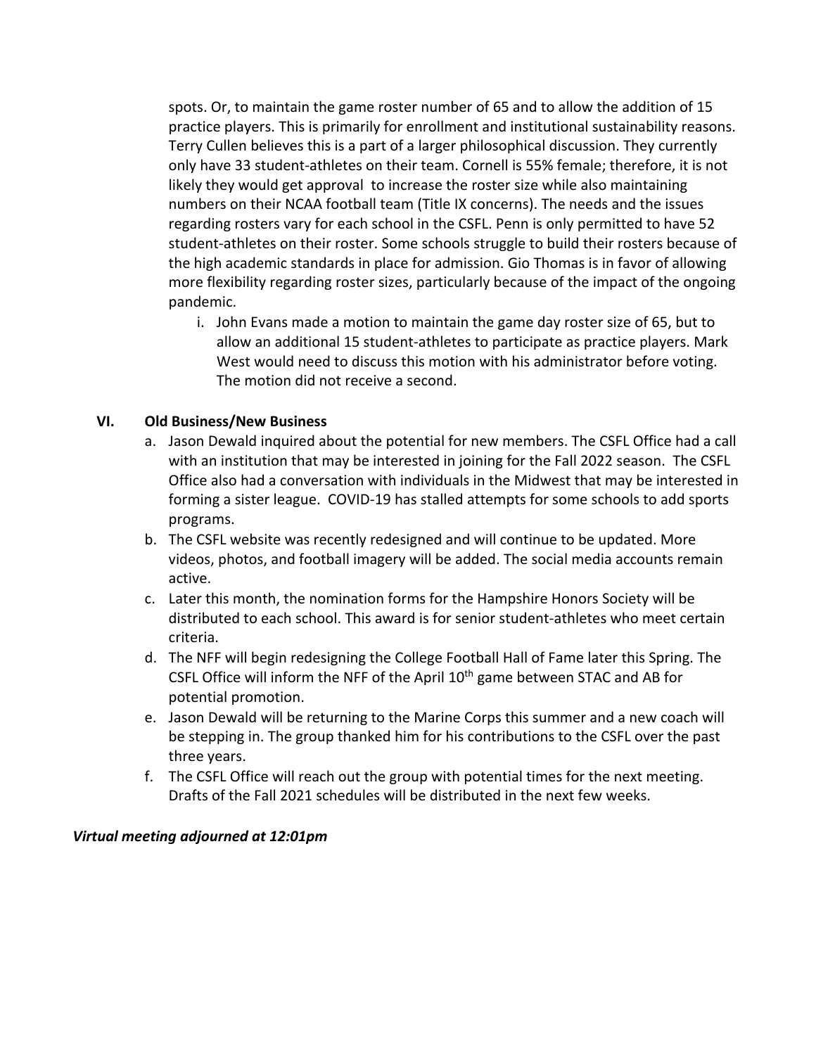spots. Or, to maintain the game roster number of 65 and to allow the addition of 15 practice players. This is primarily for enrollment and institutional sustainability reasons. Terry Cullen believes this is a part of a larger philosophical discussion. They currently only have 33 student-athletes on their team. Cornell is 55% female; therefore, it is not likely they would get approval to increase the roster size while also maintaining numbers on their NCAA football team (Title IX concerns). The needs and the issues regarding rosters vary for each school in the CSFL. Penn is only permitted to have 52 student-athletes on their roster. Some schools struggle to build their rosters because of the high academic standards in place for admission. Gio Thomas is in favor of allowing more flexibility regarding roster sizes, particularly because of the impact of the ongoing pandemic.

   i. John Evans made a motion to maintain the game day roster size of 65, but to allow an additional 15 student-athletes to participate as practice players. Mark West would need to discuss this motion with his administrator before voting. The motion did not receive a second.

### VI. Old Business/New Business

a. Jason Dewald inquired about the potential for new members. The CSFL Office had a call with an institution that may be interested in joining for the Fall 2022 season. The CSFL Office also had a conversation with individuals in the Midwest that may be interested in forming a sister league. COVID-19 has stalled attempts for some schools to add sports programs.

b. The CSFL website was recently redesigned and will continue to be updated. More videos, photos, and football imagery will be added. The social media accounts remain active.

c. Later this month, the nomination forms for the Hampshire Honors Society will be distributed to each school. This award is for senior student-athletes who meet certain criteria.

d. The NFF will begin redesigning the College Football Hall of Fame later this Spring. The CSFL Office will inform the NFF of the April 10th game between STAC and AB for potential promotion.

e. Jason Dewald will be returning to the Marine Corps this summer and a new coach will be stepping in. The group thanked him for his contributions to the CSFL over the past three years.

f. The CSFL Office will reach out the group with potential times for the next meeting. Drafts of the Fall 2021 schedules will be distributed in the next few weeks.

***Virtual meeting adjourned at 12:01pm***